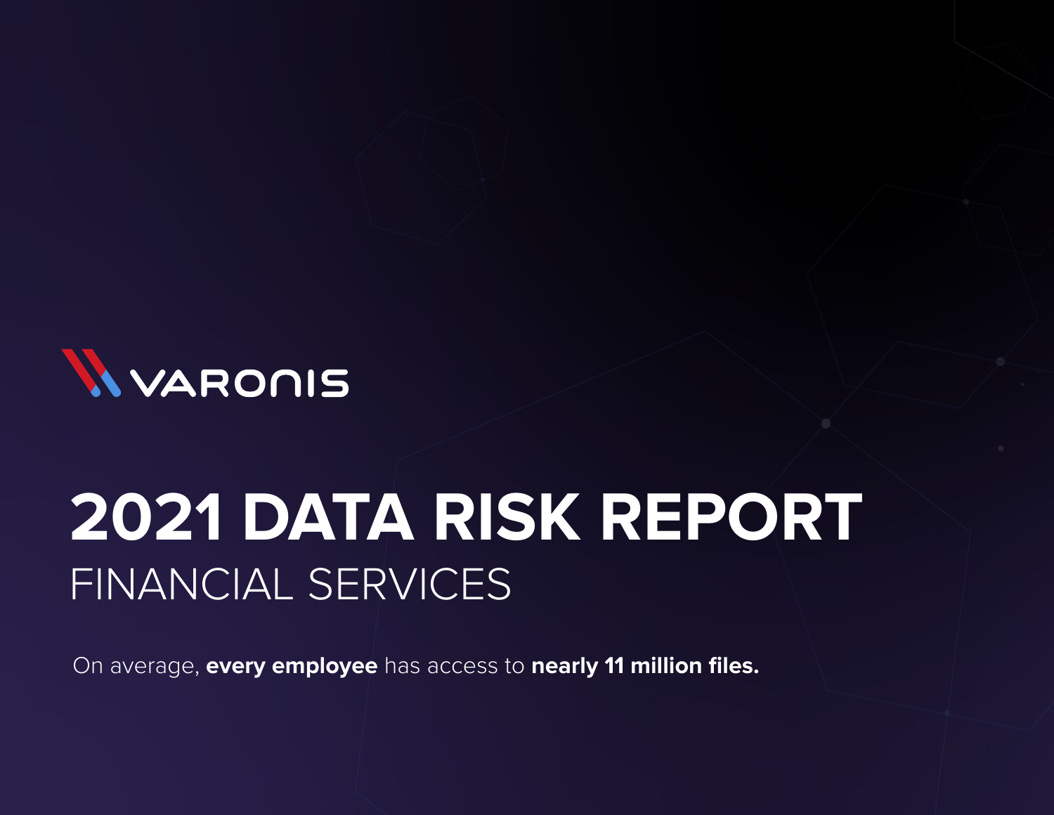VARONIS

# 2021 DATA RISK REPORT

## FINANCIAL SERVICES

On average, **every employee** has access to **nearly 11 million files.**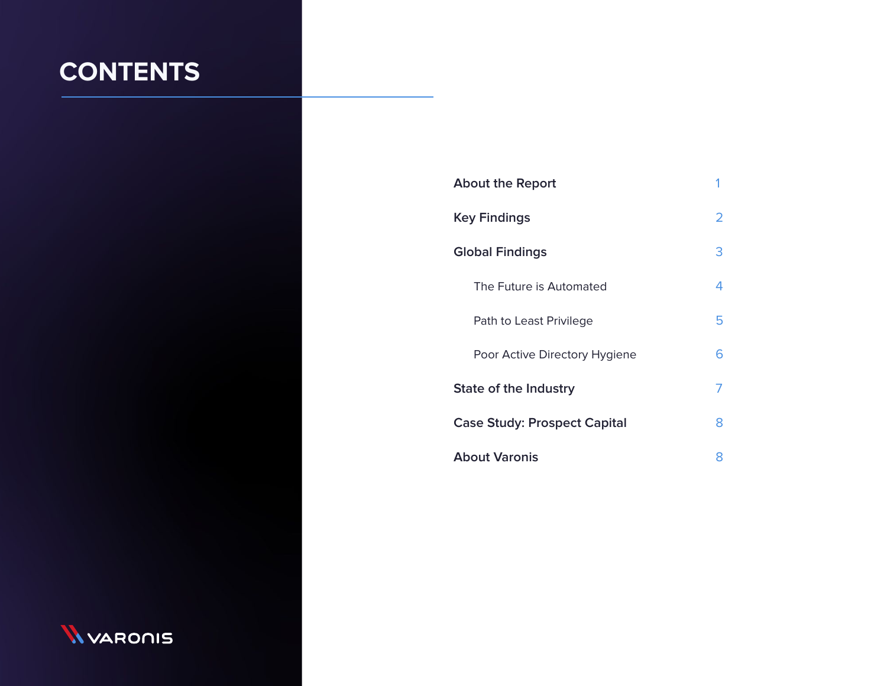# CONTENTS

| | |
|---|---|
| **About the Report** | 1 |
| **Key Findings** | 2 |
| **Global Findings** | 3 |
| The Future is Automated | 4 |
| Path to Least Privilege | 5 |
| Poor Active Directory Hygiene | 6 |
| **State of the Industry** | 7 |
| **Case Study: Prospect Capital** | 8 |
| **About Varonis** | 8 |

VARONIS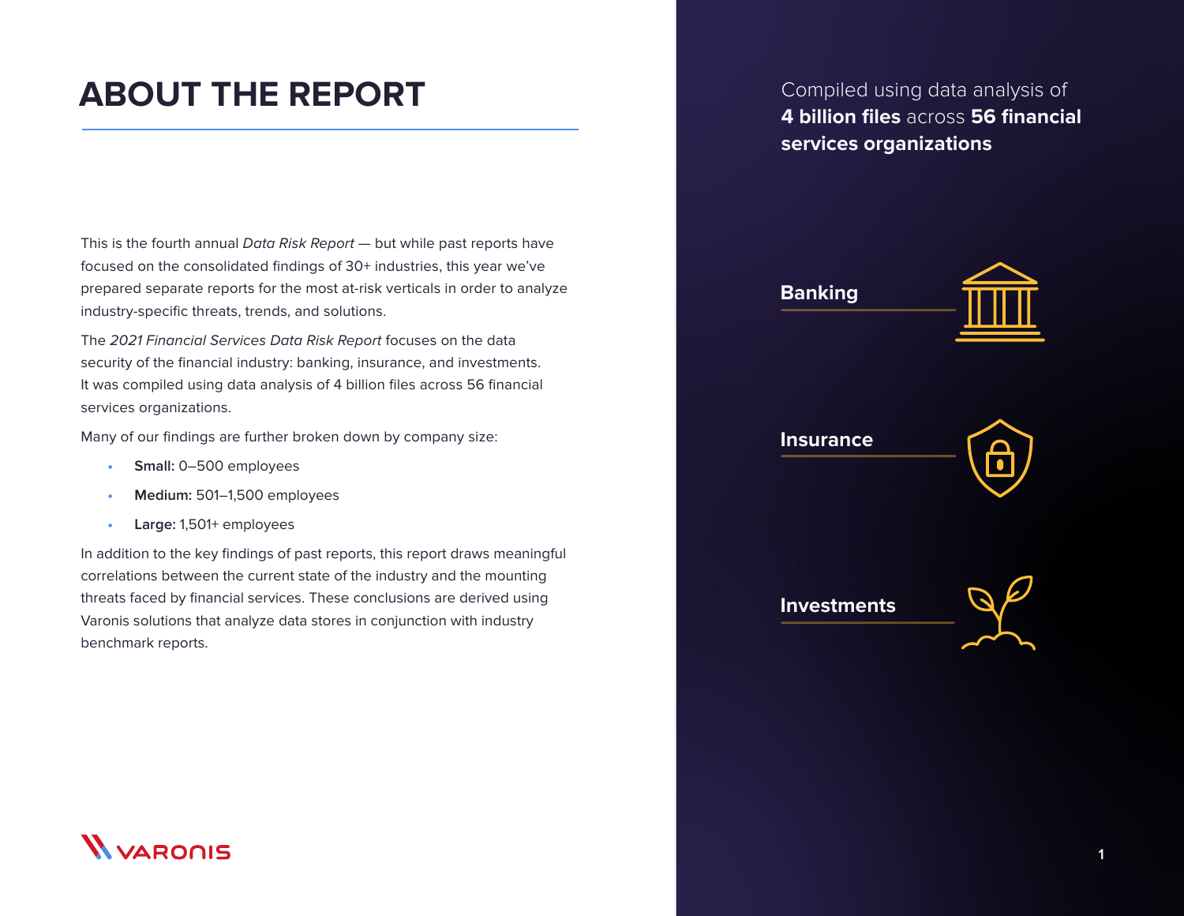# ABOUT THE REPORT

This is the fourth annual *Data Risk Report* — but while past reports have focused on the consolidated findings of 30+ industries, this year we've prepared separate reports for the most at-risk verticals in order to analyze industry-specific threats, trends, and solutions.

The *2021 Financial Services Data Risk Report* focuses on the data security of the financial industry: banking, insurance, and investments. It was compiled using data analysis of 4 billion files across 56 financial services organizations.

Many of our findings are further broken down by company size:

- **Small:** 0–500 employees
- **Medium:** 501–1,500 employees
- **Large:** 1,501+ employees

In addition to the key findings of past reports, this report draws meaningful correlations between the current state of the industry and the mounting threats faced by financial services. These conclusions are derived using Varonis solutions that analyze data stores in conjunction with industry benchmark reports.

Compiled using data analysis of **4 billion files** across **56 financial services organizations**

**Banking**

**Insurance**

**Investments**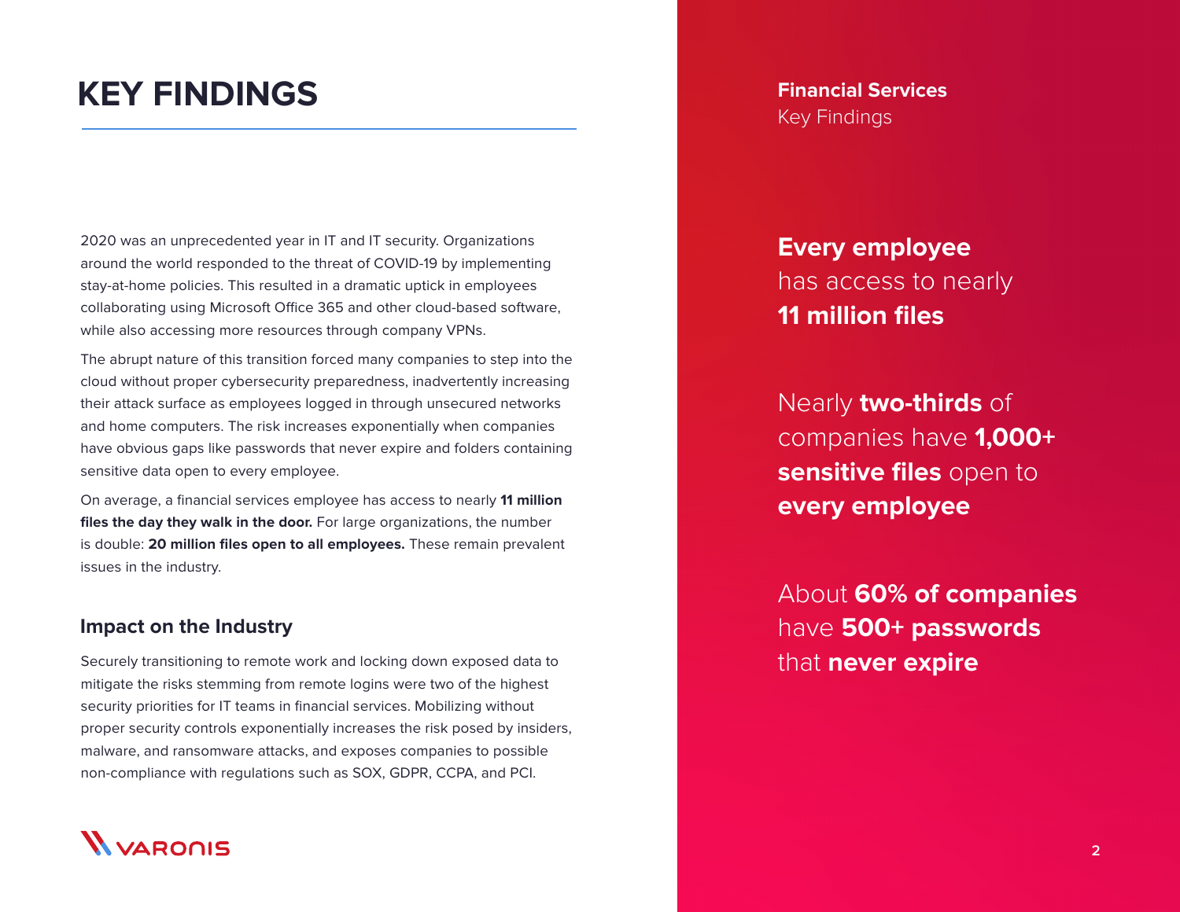# KEY FINDINGS

2020 was an unprecedented year in IT and IT security. Organizations around the world responded to the threat of COVID-19 by implementing stay-at-home policies. This resulted in a dramatic uptick in employees collaborating using Microsoft Office 365 and other cloud-based software, while also accessing more resources through company VPNs.

The abrupt nature of this transition forced many companies to step into the cloud without proper cybersecurity preparedness, inadvertently increasing their attack surface as employees logged in through unsecured networks and home computers. The risk increases exponentially when companies have obvious gaps like passwords that never expire and folders containing sensitive data open to every employee.

On average, a financial services employee has access to nearly **11 million files the day they walk in the door.** For large organizations, the number is double: **20 million files open to all employees.** These remain prevalent issues in the industry.

## Impact on the Industry

Securely transitioning to remote work and locking down exposed data to mitigate the risks stemming from remote logins were two of the highest security priorities for IT teams in financial services. Mobilizing without proper security controls exponentially increases the risk posed by insiders, malware, and ransomware attacks, and exposes companies to possible non-compliance with regulations such as SOX, GDPR, CCPA, and PCI.

**Financial Services**
Key Findings

**Every employee** has access to nearly **11 million files**

Nearly **two-thirds** of companies have **1,000+ sensitive files** open to **every employee**

About **60% of companies** have **500+ passwords** that **never expire**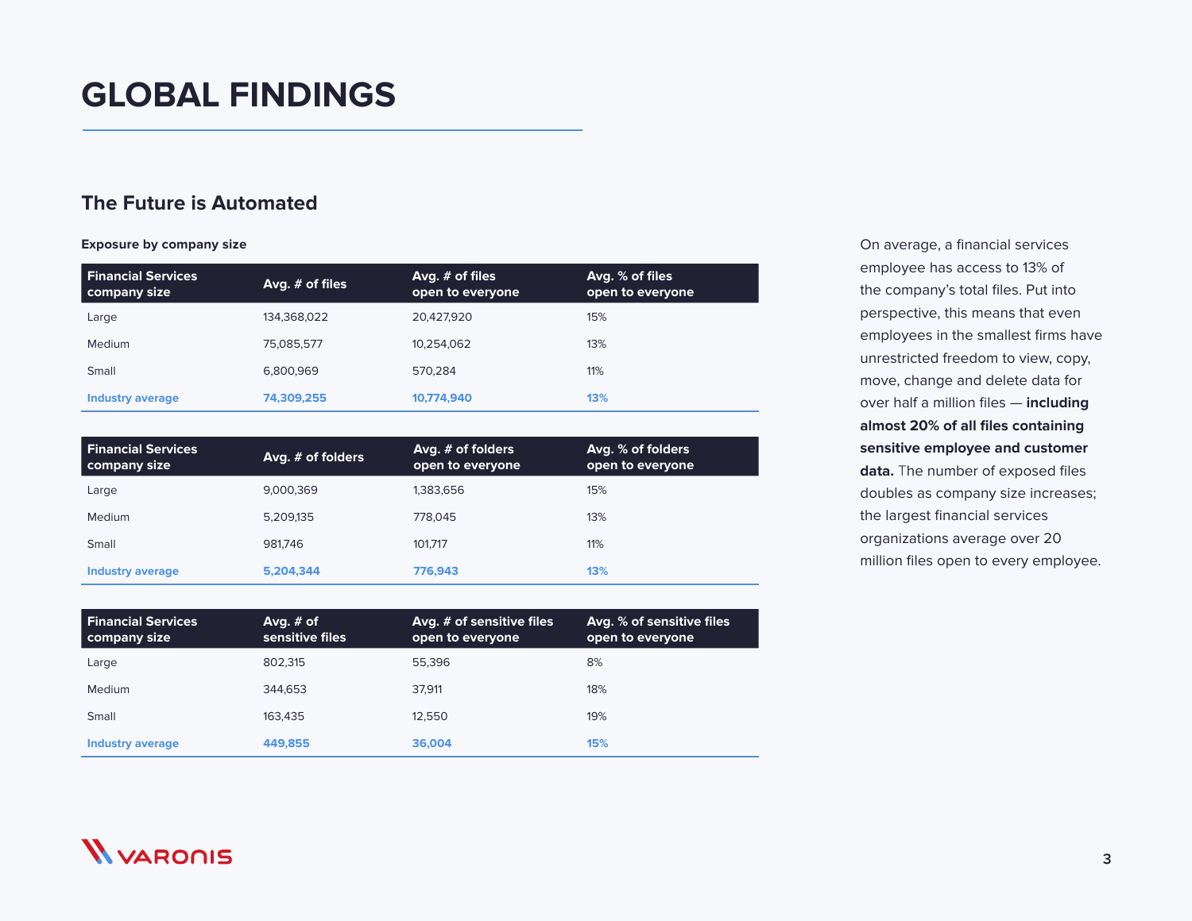# GLOBAL FINDINGS

## The Future is Automated

**Exposure by company size**

| Financial Services company size | Avg. # of files | Avg. # of files open to everyone | Avg. % of files open to everyone |
|---|---|---|---|
| Large | 134,368,022 | 20,427,920 | 15% |
| Medium | 75,085,577 | 10,254,062 | 13% |
| Small | 6,800,969 | 570,284 | 11% |
| **Industry average** | **74,309,255** | **10,774,940** | **13%** |

| Financial Services company size | Avg. # of folders | Avg. # of folders open to everyone | Avg. % of folders open to everyone |
|---|---|---|---|
| Large | 9,000,369 | 1,383,656 | 15% |
| Medium | 5,209,135 | 778,045 | 13% |
| Small | 981,746 | 101,717 | 11% |
| **Industry average** | **5,204,344** | **776,943** | **13%** |

| Financial Services company size | Avg. # of sensitive files | Avg. # of sensitive files open to everyone | Avg. % of sensitive files open to everyone |
|---|---|---|---|
| Large | 802,315 | 55,396 | 8% |
| Medium | 344,653 | 37,911 | 18% |
| Small | 163,435 | 12,550 | 19% |
| **Industry average** | **449,855** | **36,004** | **15%** |

On average, a financial services employee has access to 13% of the company's total files. Put into perspective, this means that even employees in the smallest firms have unrestricted freedom to view, copy, move, change and delete data for over half a million files — **including almost 20% of all files containing sensitive employee and customer data.** The number of exposed files doubles as company size increases; the largest financial services organizations average over 20 million files open to every employee.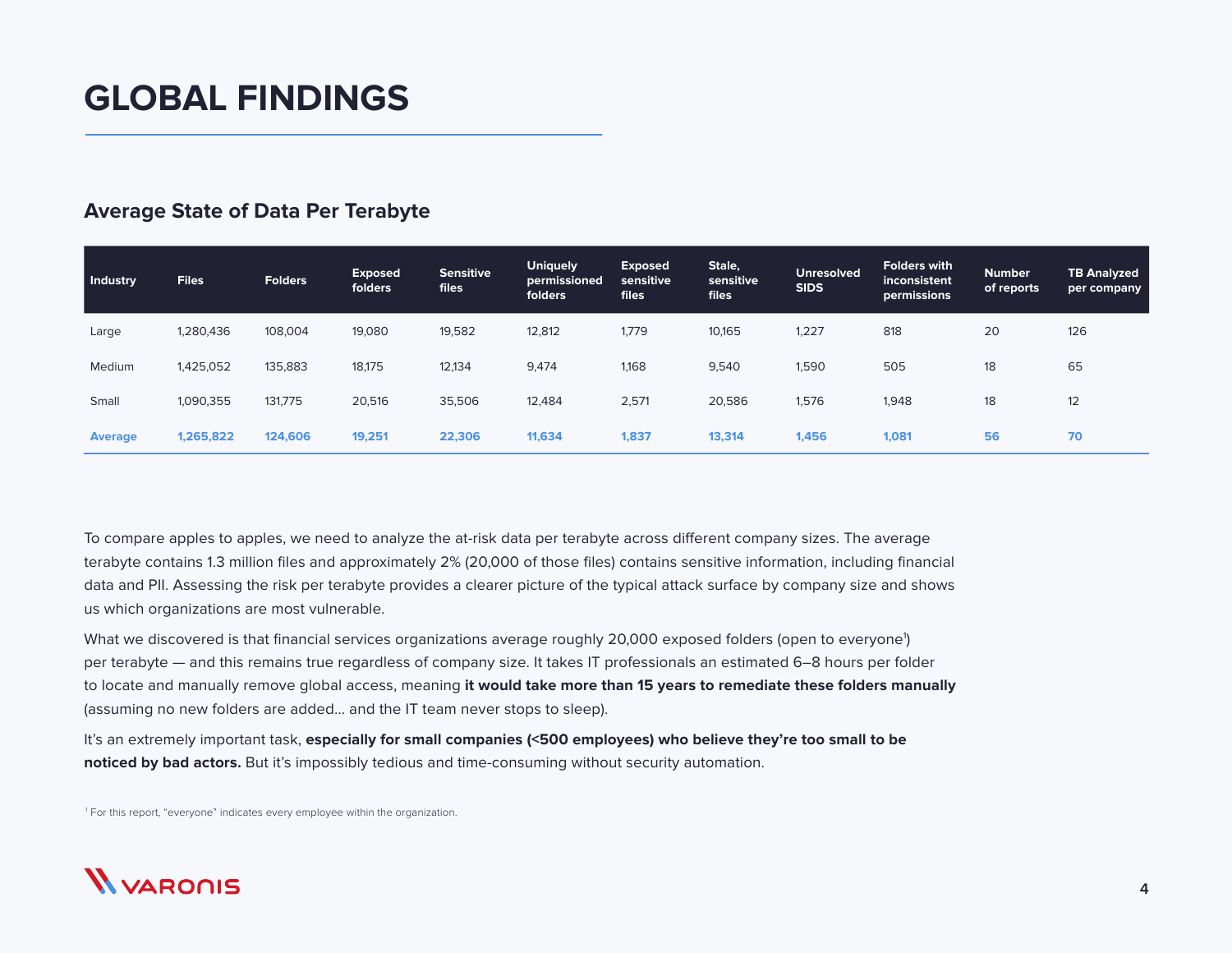# GLOBAL FINDINGS

## Average State of Data Per Terabyte

| Industry | Files | Folders | Exposed folders | Sensitive files | Uniquely permissioned folders | Exposed sensitive files | Stale, sensitive files | Unresolved SIDS | Folders with inconsistent permissions | Number of reports | TB Analyzed per company |
|---|---|---|---|---|---|---|---|---|---|---|---|
| Large | 1,280,436 | 108,004 | 19,080 | 19,582 | 12,812 | 1,779 | 10,165 | 1,227 | 818 | 20 | 126 |
| Medium | 1,425,052 | 135,883 | 18,175 | 12,134 | 9,474 | 1,168 | 9,540 | 1,590 | 505 | 18 | 65 |
| Small | 1,090,355 | 131,775 | 20,516 | 35,506 | 12,484 | 2,571 | 20,586 | 1,576 | 1,948 | 18 | 12 |
| **Average** | **1,265,822** | **124,606** | **19,251** | **22,306** | **11,634** | **1,837** | **13,314** | **1,456** | **1,081** | **56** | **70** |

To compare apples to apples, we need to analyze the at-risk data per terabyte across different company sizes. The average terabyte contains 1.3 million files and approximately 2% (20,000 of those files) contains sensitive information, including financial data and PII. Assessing the risk per terabyte provides a clearer picture of the typical attack surface by company size and shows us which organizations are most vulnerable.

What we discovered is that financial services organizations average roughly 20,000 exposed folders (open to everyone[1]) per terabyte — and this remains true regardless of company size. It takes IT professionals an estimated 6–8 hours per folder to locate and manually remove global access, meaning **it would take more than 15 years to remediate these folders manually** (assuming no new folders are added… and the IT team never stops to sleep).

It's an extremely important task, **especially for small companies (<500 employees) who believe they're too small to be noticed by bad actors.** But it's impossibly tedious and time-consuming without security automation.

[1] For this report, "everyone" indicates every employee within the organization.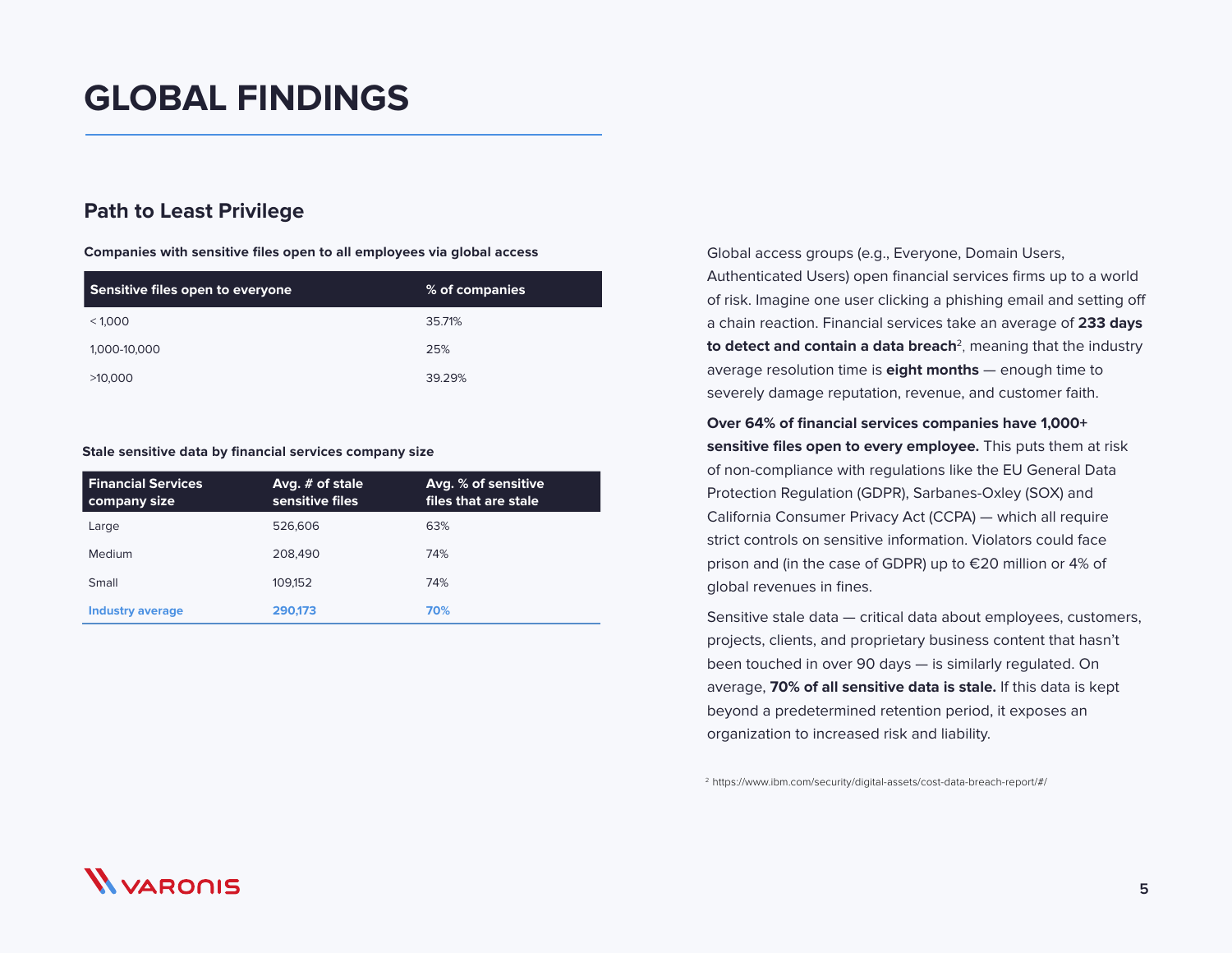# GLOBAL FINDINGS

## Path to Least Privilege

**Companies with sensitive files open to all employees via global access**

| Sensitive files open to everyone | % of companies |
|---|---|
| < 1,000 | 35.71% |
| 1,000-10,000 | 25% |
| >10,000 | 39.29% |

**Stale sensitive data by financial services company size**

| Financial Services company size | Avg. # of stale sensitive files | Avg. % of sensitive files that are stale |
|---|---|---|
| Large | 526,606 | 63% |
| Medium | 208,490 | 74% |
| Small | 109,152 | 74% |
| **Industry average** | **290,173** | **70%** |

Global access groups (e.g., Everyone, Domain Users, Authenticated Users) open financial services firms up to a world of risk. Imagine one user clicking a phishing email and setting off a chain reaction. Financial services take an average of **233 days to detect and contain a data breach**[2], meaning that the industry average resolution time is **eight months** — enough time to severely damage reputation, revenue, and customer faith.

**Over 64% of financial services companies have 1,000+ sensitive files open to every employee.** This puts them at risk of non-compliance with regulations like the EU General Data Protection Regulation (GDPR), Sarbanes-Oxley (SOX) and California Consumer Privacy Act (CCPA) — which all require strict controls on sensitive information. Violators could face prison and (in the case of GDPR) up to €20 million or 4% of global revenues in fines.

Sensitive stale data — critical data about employees, customers, projects, clients, and proprietary business content that hasn't been touched in over 90 days — is similarly regulated. On average, **70% of all sensitive data is stale.** If this data is kept beyond a predetermined retention period, it exposes an organization to increased risk and liability.

[2] https://www.ibm.com/security/digital-assets/cost-data-breach-report/#/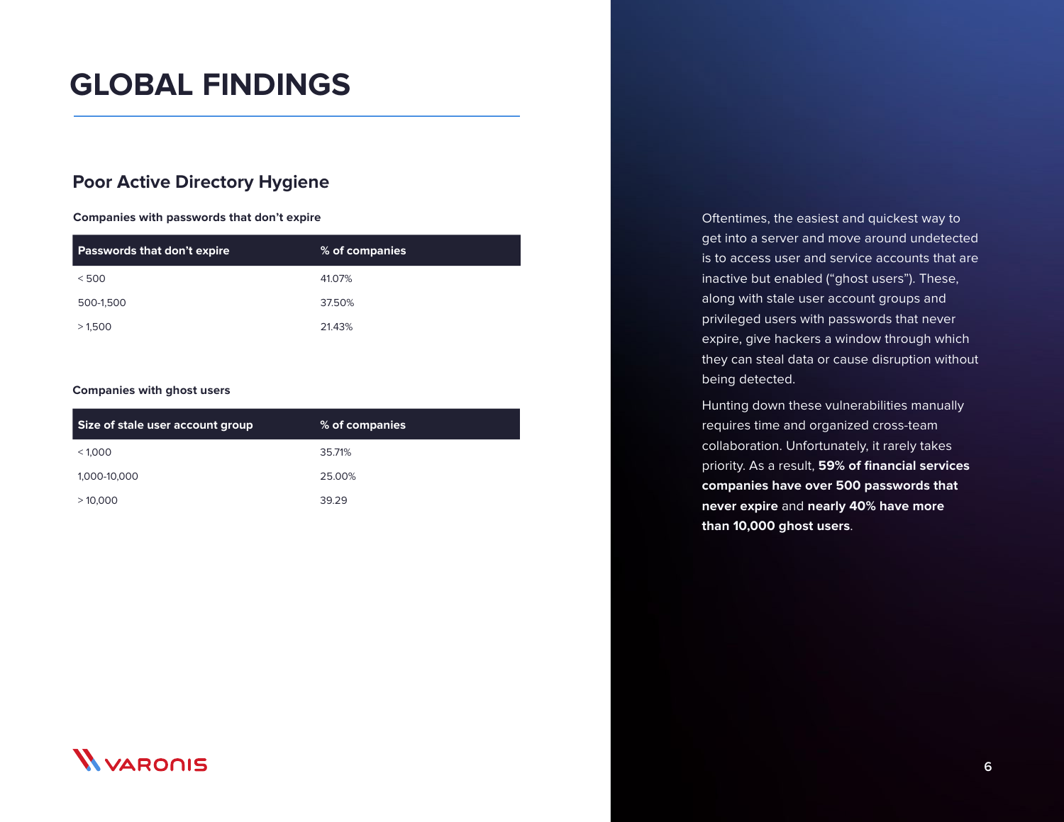# GLOBAL FINDINGS

## Poor Active Directory Hygiene

**Companies with passwords that don't expire**

| Passwords that don't expire | % of companies |
|---|---|
| < 500 | 41.07% |
| 500-1,500 | 37.50% |
| > 1,500 | 21.43% |

**Companies with ghost users**

| Size of stale user account group | % of companies |
|---|---|
| < 1,000 | 35.71% |
| 1,000-10,000 | 25.00% |
| > 10,000 | 39.29 |

Oftentimes, the easiest and quickest way to get into a server and move around undetected is to access user and service accounts that are inactive but enabled ("ghost users"). These, along with stale user account groups and privileged users with passwords that never expire, give hackers a window through which they can steal data or cause disruption without being detected.

Hunting down these vulnerabilities manually requires time and organized cross-team collaboration. Unfortunately, it rarely takes priority. As a result, **59% of financial services companies have over 500 passwords that never expire** and **nearly 40% have more than 10,000 ghost users**.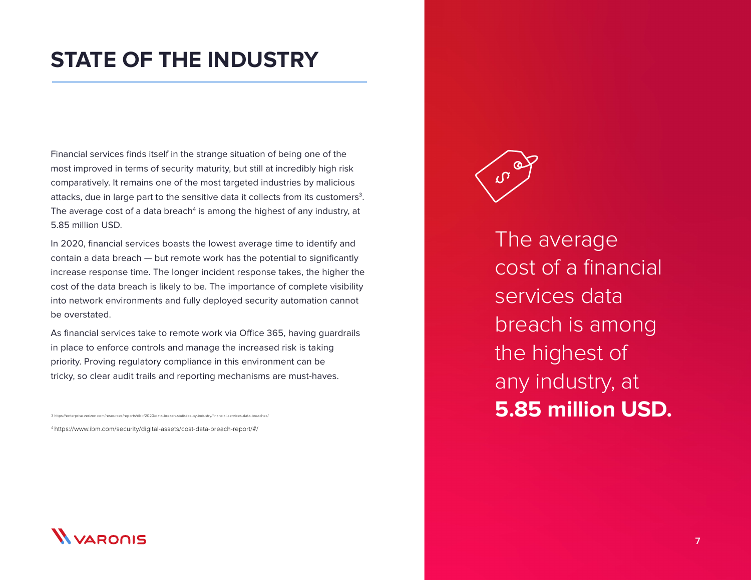# STATE OF THE INDUSTRY

Financial services finds itself in the strange situation of being one of the most improved in terms of security maturity, but still at incredibly high risk comparatively. It remains one of the most targeted industries by malicious attacks, due in large part to the sensitive data it collects from its customers[3]. The average cost of a data breach[4] is among the highest of any industry, at 5.85 million USD.

In 2020, financial services boasts the lowest average time to identify and contain a data breach — but remote work has the potential to significantly increase response time. The longer incident response takes, the higher the cost of the data breach is likely to be. The importance of complete visibility into network environments and fully deployed security automation cannot be overstated.

As financial services take to remote work via Office 365, having guardrails in place to enforce controls and manage the increased risk is taking priority. Proving regulatory compliance in this environment can be tricky, so clear audit trails and reporting mechanisms are must-haves.

3 https://enterprise.verizon.com/resources/reports/dbir/2020/data-breach-statistics-by-industry/financial-services-data-breaches/

4 https://www.ibm.com/security/digital-assets/cost-data-breach-report/#/

The average cost of a financial services data breach is among the highest of any industry, at **5.85 million USD.**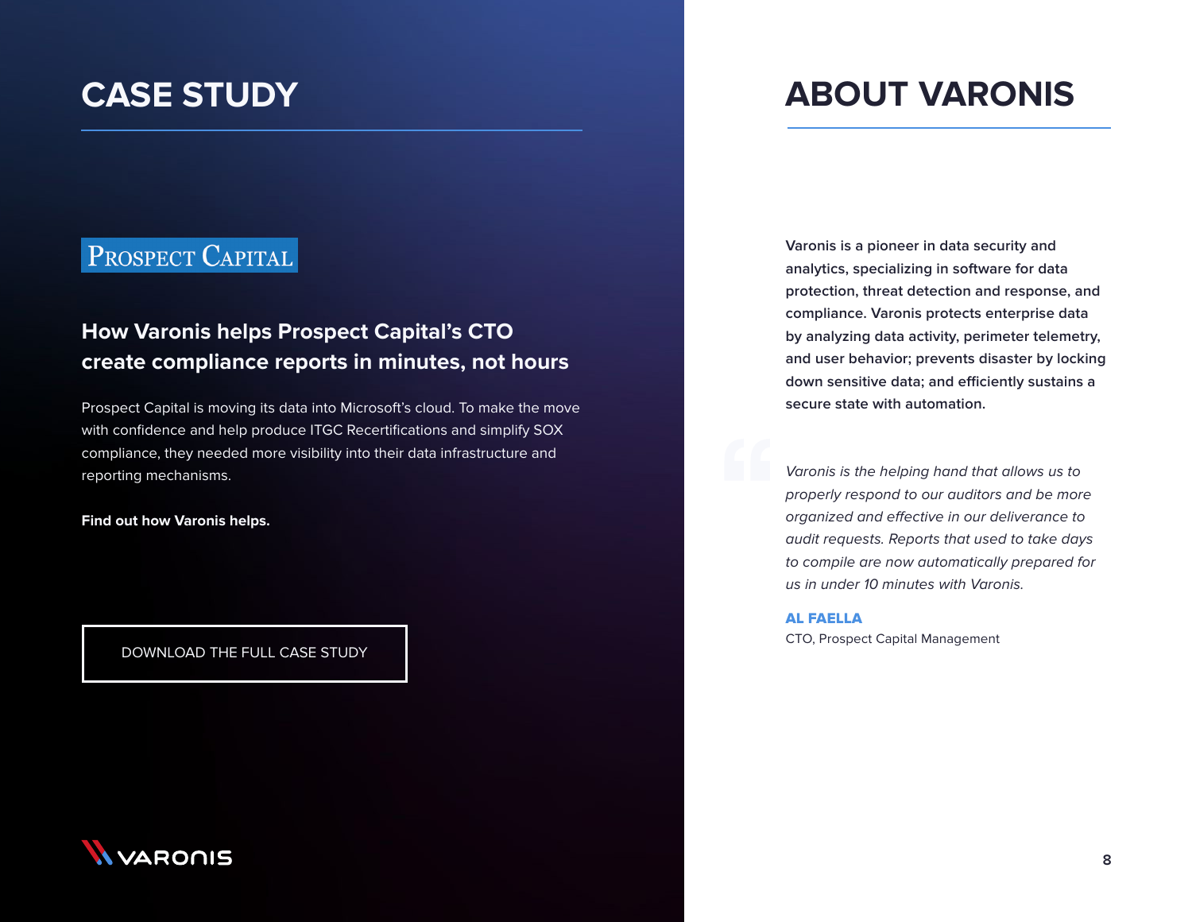# CASE STUDY

PROSPECT CAPITAL

## How Varonis helps Prospect Capital's CTO create compliance reports in minutes, not hours

Prospect Capital is moving its data into Microsoft's cloud. To make the move with confidence and help produce ITGC Recertifications and simplify SOX compliance, they needed more visibility into their data infrastructure and reporting mechanisms.

**Find out how Varonis helps.**

DOWNLOAD THE FULL CASE STUDY

VARONIS

# ABOUT VARONIS

Varonis is a pioneer in data security and analytics, specializing in software for data protection, threat detection and response, and compliance. Varonis protects enterprise data by analyzing data activity, perimeter telemetry, and user behavior; prevents disaster by locking down sensitive data; and efficiently sustains a secure state with automation.

> *Varonis is the helping hand that allows us to properly respond to our auditors and be more organized and effective in our deliverance to audit requests. Reports that used to take days to compile are now automatically prepared for us in under 10 minutes with Varonis.*

**AL FAELLA**
CTO, Prospect Capital Management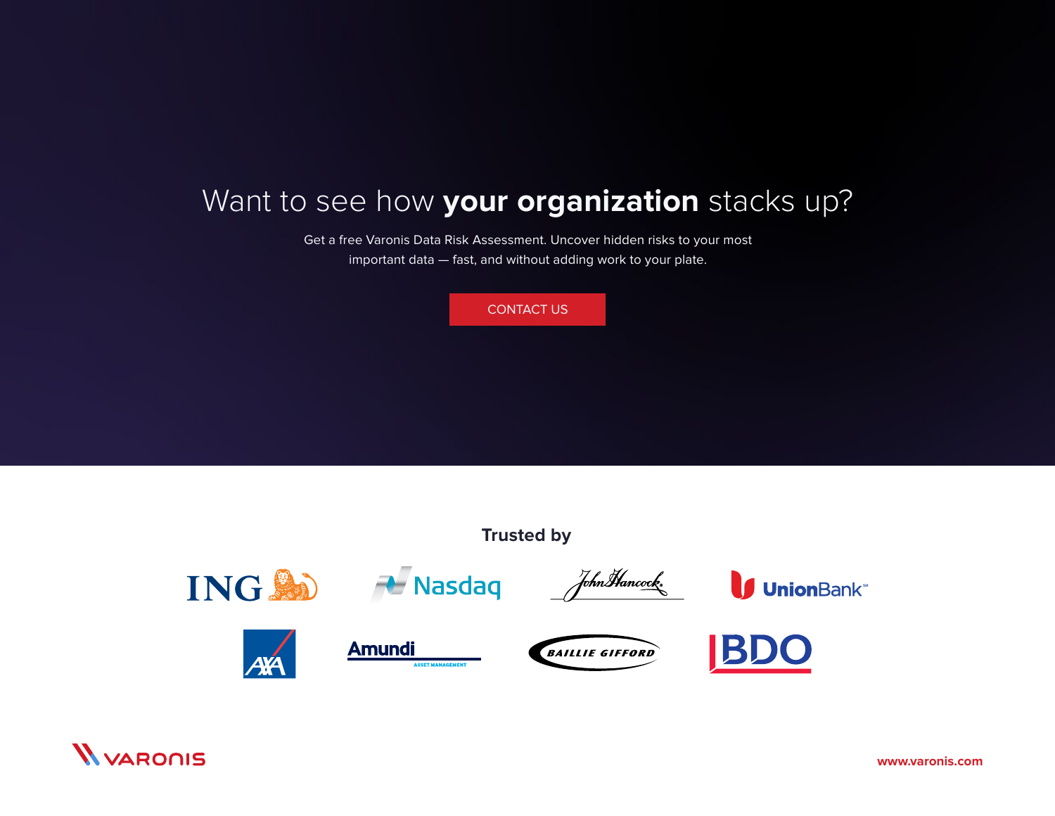# Want to see how **your organization** stacks up?

Get a free Varonis Data Risk Assessment. Uncover hidden risks to your most important data — fast, and without adding work to your plate.

CONTACT US

## Trusted by

ING

Nasdaq

John Hancock

UnionBank

AXA

Amundi ASSET MANAGEMENT

BAILLIE GIFFORD

BDO

VARONIS

www.varonis.com